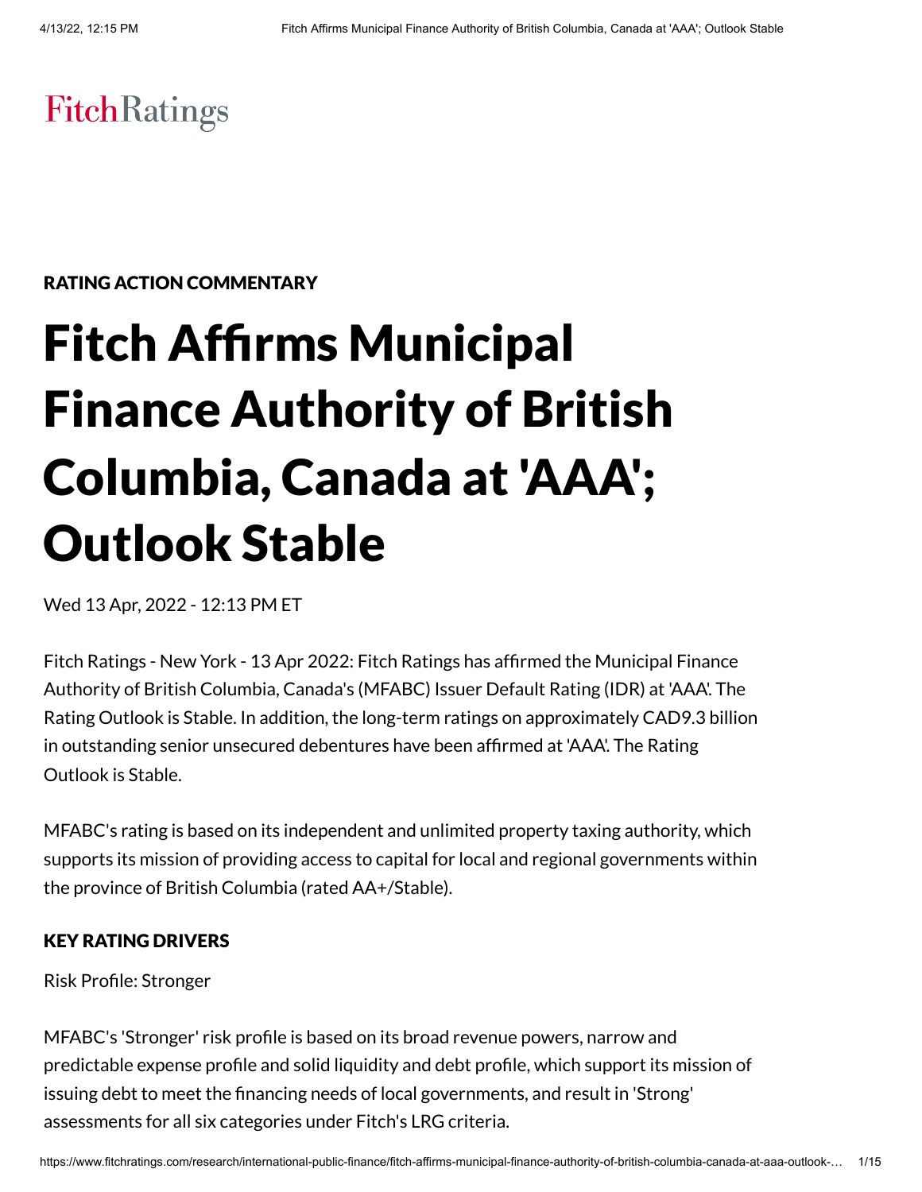FitchRatings

RATING ACTION COMMENTARY

# Fitch Affirms Municipal Finance Authority of British Columbia, Canada at 'AAA'; Outlook Stable

Wed 13 Apr, 2022 - 12:13 PM ET

Fitch Ratings - New York - 13 Apr 2022: Fitch Ratings has affirmed the Municipal Finance Authority of British Columbia, Canada's (MFABC) Issuer Default Rating (IDR) at 'AAA'. The Rating Outlook is Stable. In addition, the long-term ratings on approximately CAD9.3 billion in outstanding senior unsecured debentures have been affirmed at 'AAA'. The Rating Outlook is Stable.

MFABC's rating is based on its independent and unlimited property taxing authority, which supports its mission of providing access to capital for local and regional governments within the province of British Columbia (rated AA+/Stable).

## KEY RATING DRIVERS

Risk Profile: Stronger

MFABC's 'Stronger' risk profile is based on its broad revenue powers, narrow and predictable expense profile and solid liquidity and debt profile, which support its mission of issuing debt to meet the financing needs of local governments, and result in 'Strong' assessments for all six categories under Fitch's LRG criteria.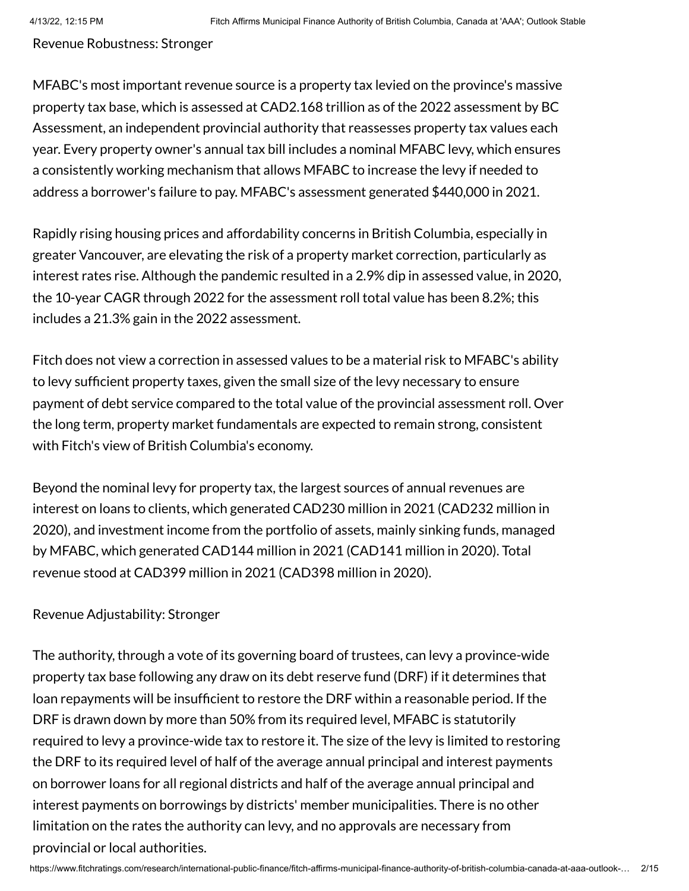Revenue Robustness: Stronger

MFABC's most important revenue source is a property tax levied on the province's massive property tax base, which is assessed at CAD2.168 trillion as of the 2022 assessment by BC Assessment, an independent provincial authority that reassesses property tax values each year. Every property owner's annual tax bill includes a nominal MFABC levy, which ensures a consistently working mechanism that allows MFABC to increase the levy if needed to address a borrower's failure to pay. MFABC's assessment generated $440,000 in 2021.

Rapidly rising housing prices and affordability concerns in British Columbia, especially in greater Vancouver, are elevating the risk of a property market correction, particularly as interest rates rise. Although the pandemic resulted in a 2.9% dip in assessed value, in 2020, the 10-year CAGR through 2022 for the assessment roll total value has been 8.2%; this includes a 21.3% gain in the 2022 assessment.

Fitch does not view a correction in assessed values to be a material risk to MFABC's ability to levy sufficient property taxes, given the small size of the levy necessary to ensure payment of debt service compared to the total value of the provincial assessment roll. Over the long term, property market fundamentals are expected to remain strong, consistent with Fitch's view of British Columbia's economy.

Beyond the nominal levy for property tax, the largest sources of annual revenues are interest on loans to clients, which generated CAD230 million in 2021 (CAD232 million in 2020), and investment income from the portfolio of assets, mainly sinking funds, managed by MFABC, which generated CAD144 million in 2021 (CAD141 million in 2020). Total revenue stood at CAD399 million in 2021 (CAD398 million in 2020).

Revenue Adjustability: Stronger

The authority, through a vote of its governing board of trustees, can levy a province-wide property tax base following any draw on its debt reserve fund (DRF) if it determines that loan repayments will be insufficient to restore the DRF within a reasonable period. If the DRF is drawn down by more than 50% from its required level, MFABC is statutorily required to levy a province-wide tax to restore it. The size of the levy is limited to restoring the DRF to its required level of half of the average annual principal and interest payments on borrower loans for all regional districts and half of the average annual principal and interest payments on borrowings by districts' member municipalities. There is no other limitation on the rates the authority can levy, and no approvals are necessary from provincial or local authorities.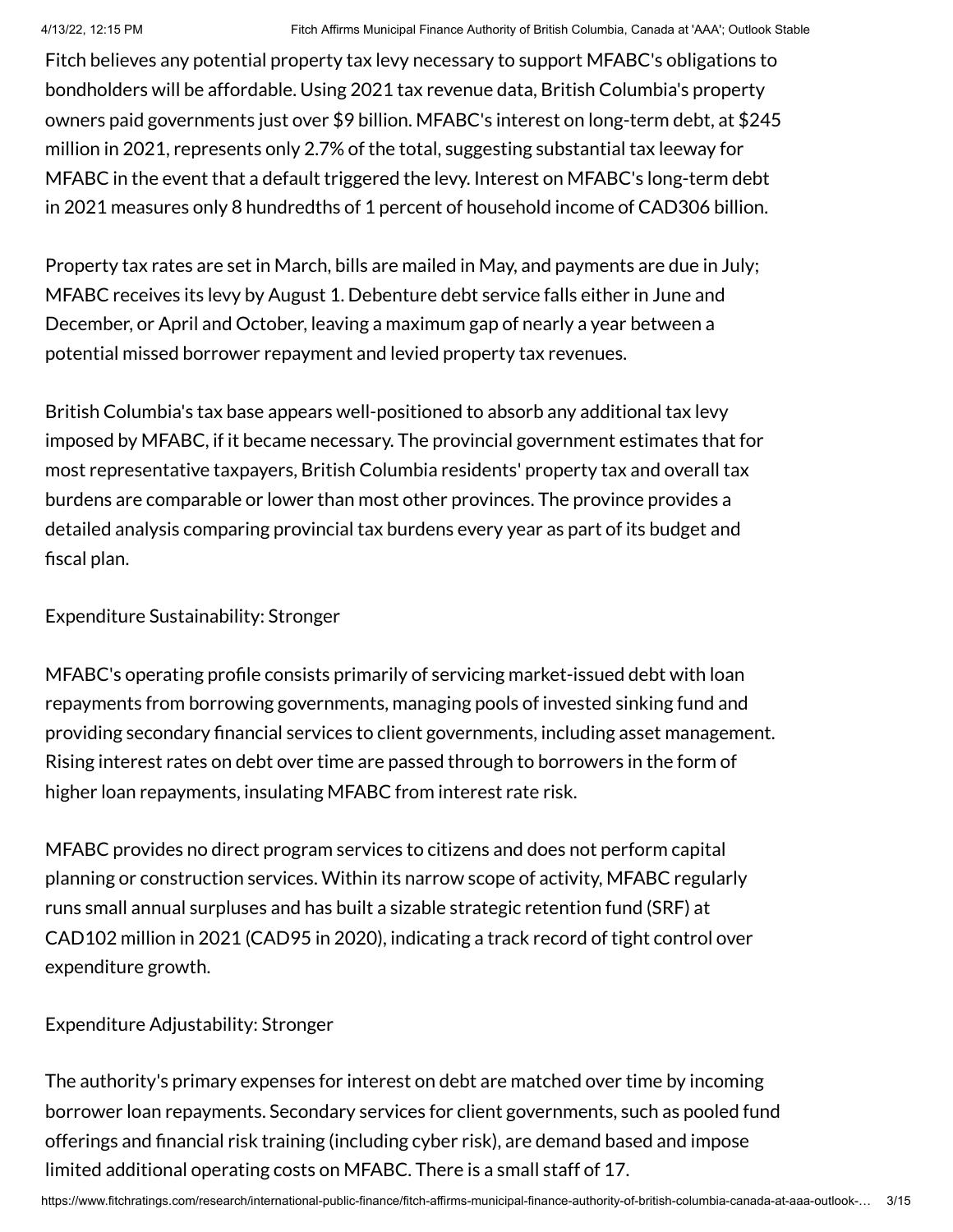Fitch believes any potential property tax levy necessary to support MFABC's obligations to bondholders will be affordable. Using 2021 tax revenue data, British Columbia's property owners paid governments just over $9 billion. MFABC's interest on long-term debt, at $245 million in 2021, represents only 2.7% of the total, suggesting substantial tax leeway for MFABC in the event that a default triggered the levy. Interest on MFABC's long-term debt in 2021 measures only 8 hundredths of 1 percent of household income of CAD306 billion.

Property tax rates are set in March, bills are mailed in May, and payments are due in July; MFABC receives its levy by August 1. Debenture debt service falls either in June and December, or April and October, leaving a maximum gap of nearly a year between a potential missed borrower repayment and levied property tax revenues.

British Columbia's tax base appears well-positioned to absorb any additional tax levy imposed by MFABC, if it became necessary. The provincial government estimates that for most representative taxpayers, British Columbia residents' property tax and overall tax burdens are comparable or lower than most other provinces. The province provides a detailed analysis comparing provincial tax burdens every year as part of its budget and fiscal plan.

Expenditure Sustainability: Stronger

MFABC's operating profile consists primarily of servicing market-issued debt with loan repayments from borrowing governments, managing pools of invested sinking fund and providing secondary financial services to client governments, including asset management. Rising interest rates on debt over time are passed through to borrowers in the form of higher loan repayments, insulating MFABC from interest rate risk.

MFABC provides no direct program services to citizens and does not perform capital planning or construction services. Within its narrow scope of activity, MFABC regularly runs small annual surpluses and has built a sizable strategic retention fund (SRF) at CAD102 million in 2021 (CAD95 in 2020), indicating a track record of tight control over expenditure growth.

Expenditure Adjustability: Stronger

The authority's primary expenses for interest on debt are matched over time by incoming borrower loan repayments. Secondary services for client governments, such as pooled fund offerings and financial risk training (including cyber risk), are demand based and impose limited additional operating costs on MFABC. There is a small staff of 17.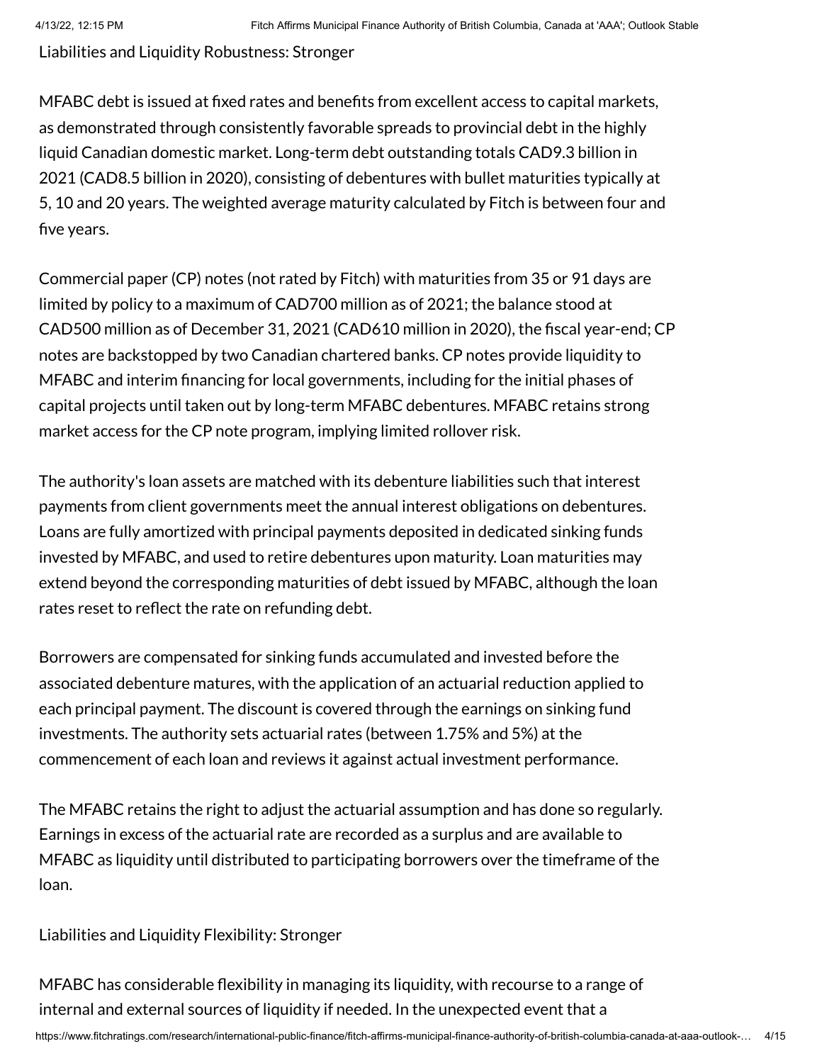Liabilities and Liquidity Robustness: Stronger

MFABC debt is issued at fixed rates and benefits from excellent access to capital markets, as demonstrated through consistently favorable spreads to provincial debt in the highly liquid Canadian domestic market. Long-term debt outstanding totals CAD9.3 billion in 2021 (CAD8.5 billion in 2020), consisting of debentures with bullet maturities typically at 5, 10 and 20 years. The weighted average maturity calculated by Fitch is between four and five years.

Commercial paper (CP) notes (not rated by Fitch) with maturities from 35 or 91 days are limited by policy to a maximum of CAD700 million as of 2021; the balance stood at CAD500 million as of December 31, 2021 (CAD610 million in 2020), the fiscal year-end; CP notes are backstopped by two Canadian chartered banks. CP notes provide liquidity to MFABC and interim financing for local governments, including for the initial phases of capital projects until taken out by long-term MFABC debentures. MFABC retains strong market access for the CP note program, implying limited rollover risk.

The authority's loan assets are matched with its debenture liabilities such that interest payments from client governments meet the annual interest obligations on debentures. Loans are fully amortized with principal payments deposited in dedicated sinking funds invested by MFABC, and used to retire debentures upon maturity. Loan maturities may extend beyond the corresponding maturities of debt issued by MFABC, although the loan rates reset to reflect the rate on refunding debt.

Borrowers are compensated for sinking funds accumulated and invested before the associated debenture matures, with the application of an actuarial reduction applied to each principal payment. The discount is covered through the earnings on sinking fund investments. The authority sets actuarial rates (between 1.75% and 5%) at the commencement of each loan and reviews it against actual investment performance.

The MFABC retains the right to adjust the actuarial assumption and has done so regularly. Earnings in excess of the actuarial rate are recorded as a surplus and are available to MFABC as liquidity until distributed to participating borrowers over the timeframe of the loan.

Liabilities and Liquidity Flexibility: Stronger

MFABC has considerable flexibility in managing its liquidity, with recourse to a range of internal and external sources of liquidity if needed. In the unexpected event that a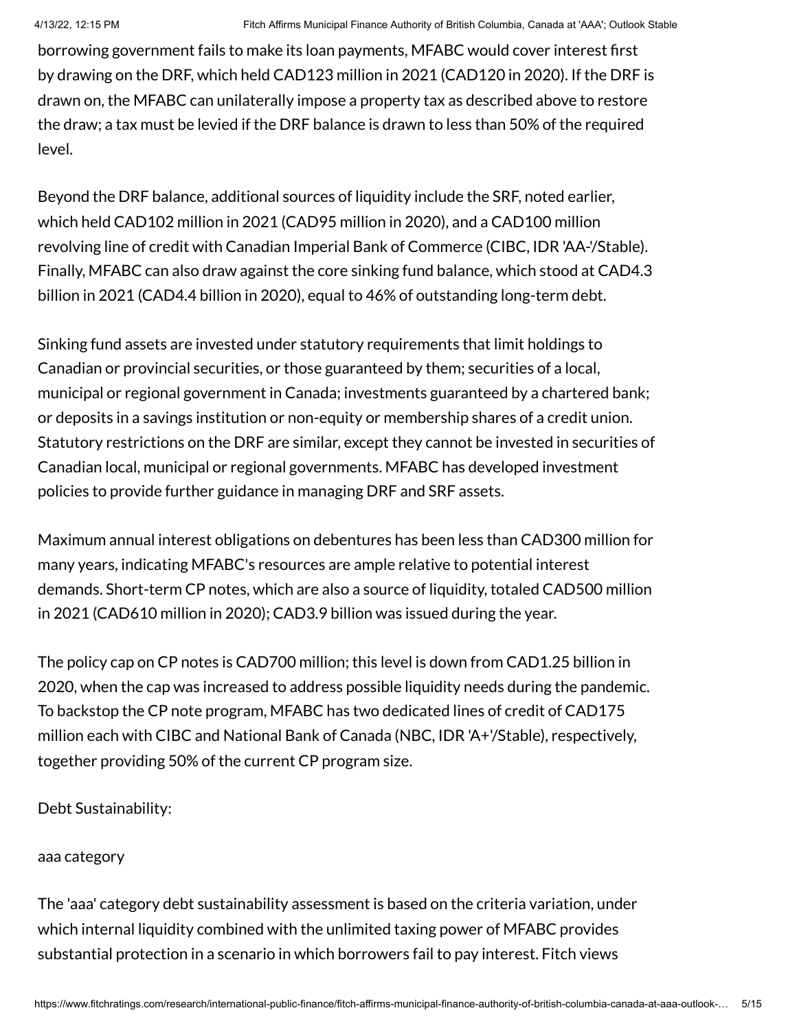borrowing government fails to make its loan payments, MFABC would cover interest first by drawing on the DRF, which held CAD123 million in 2021 (CAD120 in 2020). If the DRF is drawn on, the MFABC can unilaterally impose a property tax as described above to restore the draw; a tax must be levied if the DRF balance is drawn to less than 50% of the required level.

Beyond the DRF balance, additional sources of liquidity include the SRF, noted earlier, which held CAD102 million in 2021 (CAD95 million in 2020), and a CAD100 million revolving line of credit with Canadian Imperial Bank of Commerce (CIBC, IDR 'AA-'/Stable). Finally, MFABC can also draw against the core sinking fund balance, which stood at CAD4.3 billion in 2021 (CAD4.4 billion in 2020), equal to 46% of outstanding long-term debt.

Sinking fund assets are invested under statutory requirements that limit holdings to Canadian or provincial securities, or those guaranteed by them; securities of a local, municipal or regional government in Canada; investments guaranteed by a chartered bank; or deposits in a savings institution or non-equity or membership shares of a credit union. Statutory restrictions on the DRF are similar, except they cannot be invested in securities of Canadian local, municipal or regional governments. MFABC has developed investment policies to provide further guidance in managing DRF and SRF assets.

Maximum annual interest obligations on debentures has been less than CAD300 million for many years, indicating MFABC's resources are ample relative to potential interest demands. Short-term CP notes, which are also a source of liquidity, totaled CAD500 million in 2021 (CAD610 million in 2020); CAD3.9 billion was issued during the year.

The policy cap on CP notes is CAD700 million; this level is down from CAD1.25 billion in 2020, when the cap was increased to address possible liquidity needs during the pandemic. To backstop the CP note program, MFABC has two dedicated lines of credit of CAD175 million each with CIBC and National Bank of Canada (NBC, IDR 'A+'/Stable), respectively, together providing 50% of the current CP program size.

Debt Sustainability:

aaa category

The 'aaa' category debt sustainability assessment is based on the criteria variation, under which internal liquidity combined with the unlimited taxing power of MFABC provides substantial protection in a scenario in which borrowers fail to pay interest. Fitch views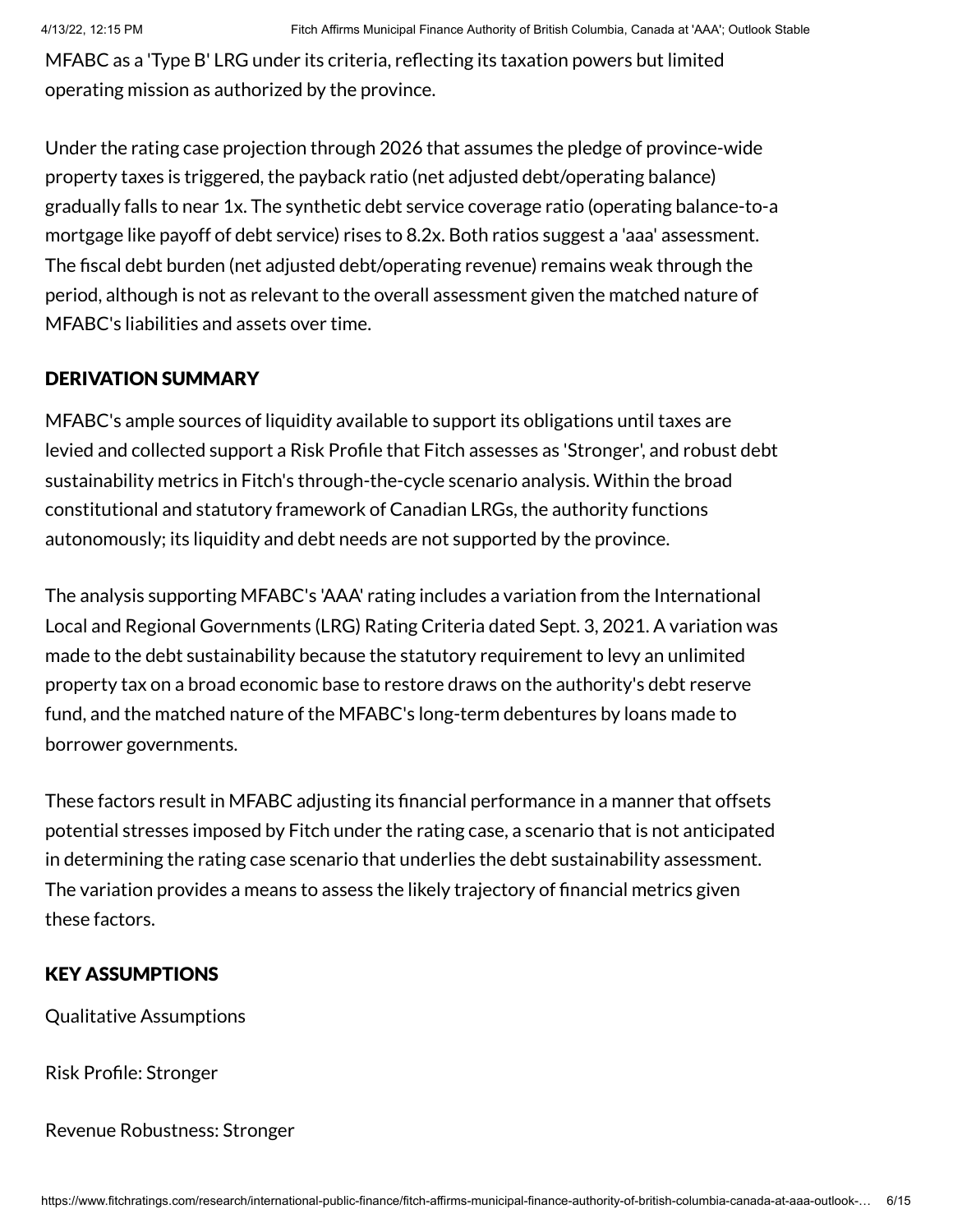MFABC as a 'Type B' LRG under its criteria, reflecting its taxation powers but limited operating mission as authorized by the province.

Under the rating case projection through 2026 that assumes the pledge of province-wide property taxes is triggered, the payback ratio (net adjusted debt/operating balance) gradually falls to near 1x. The synthetic debt service coverage ratio (operating balance-to-a mortgage like payoff of debt service) rises to 8.2x. Both ratios suggest a 'aaa' assessment. The fiscal debt burden (net adjusted debt/operating revenue) remains weak through the period, although is not as relevant to the overall assessment given the matched nature of MFABC's liabilities and assets over time.

## DERIVATION SUMMARY

MFABC's ample sources of liquidity available to support its obligations until taxes are levied and collected support a Risk Profile that Fitch assesses as 'Stronger', and robust debt sustainability metrics in Fitch's through-the-cycle scenario analysis. Within the broad constitutional and statutory framework of Canadian LRGs, the authority functions autonomously; its liquidity and debt needs are not supported by the province.

The analysis supporting MFABC's 'AAA' rating includes a variation from the International Local and Regional Governments (LRG) Rating Criteria dated Sept. 3, 2021. A variation was made to the debt sustainability because the statutory requirement to levy an unlimited property tax on a broad economic base to restore draws on the authority's debt reserve fund, and the matched nature of the MFABC's long-term debentures by loans made to borrower governments.

These factors result in MFABC adjusting its financial performance in a manner that offsets potential stresses imposed by Fitch under the rating case, a scenario that is not anticipated in determining the rating case scenario that underlies the debt sustainability assessment. The variation provides a means to assess the likely trajectory of financial metrics given these factors.

## KEY ASSUMPTIONS

Qualitative Assumptions

Risk Profile: Stronger

Revenue Robustness: Stronger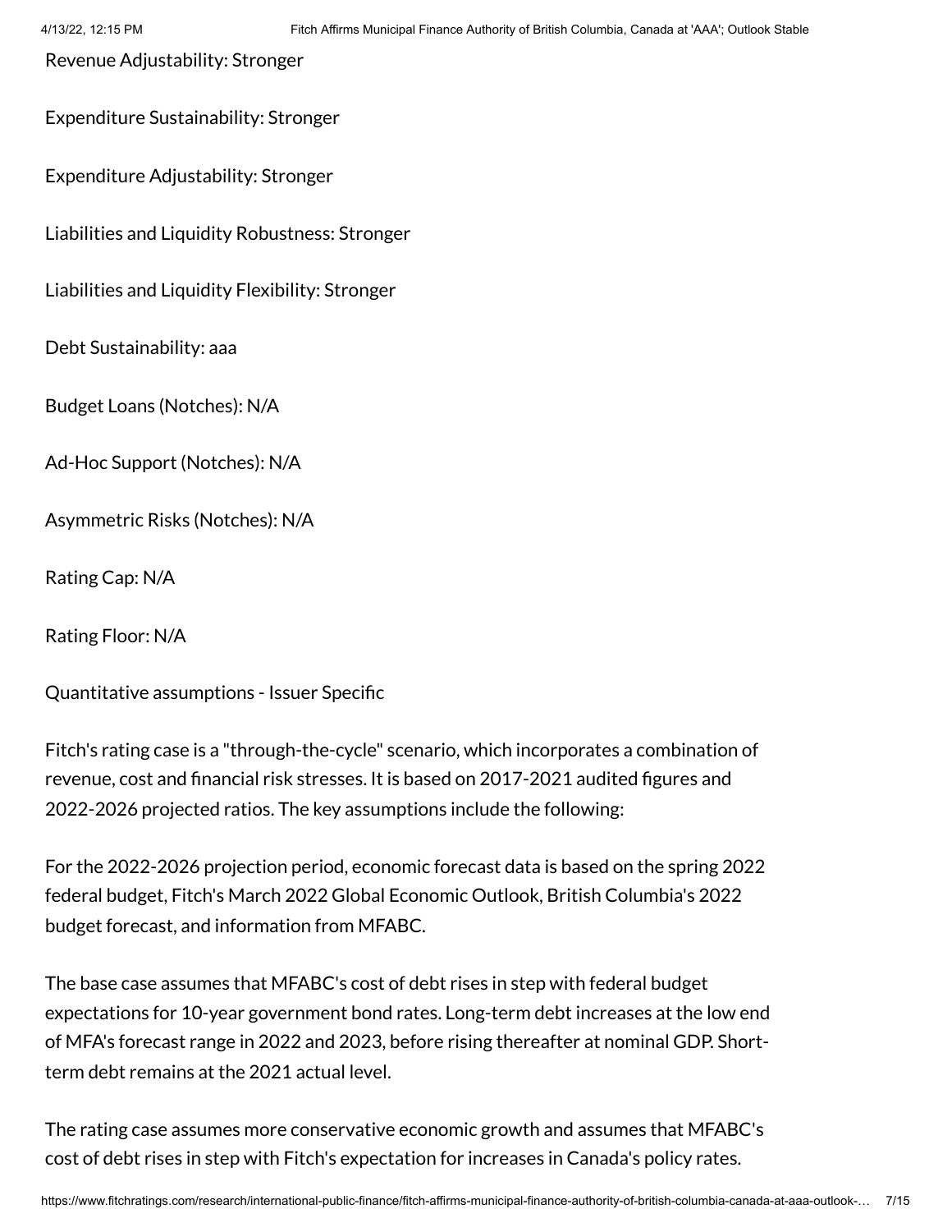Revenue Adjustability: Stronger

Expenditure Sustainability: Stronger

Expenditure Adjustability: Stronger

Liabilities and Liquidity Robustness: Stronger

Liabilities and Liquidity Flexibility: Stronger

Debt Sustainability: aaa

Budget Loans (Notches): N/A

Ad-Hoc Support (Notches): N/A

Asymmetric Risks (Notches): N/A

Rating Cap: N/A

Rating Floor: N/A

Quantitative assumptions - Issuer Specific

Fitch's rating case is a "through-the-cycle" scenario, which incorporates a combination of revenue, cost and financial risk stresses. It is based on 2017-2021 audited figures and 2022-2026 projected ratios. The key assumptions include the following:

For the 2022-2026 projection period, economic forecast data is based on the spring 2022 federal budget, Fitch's March 2022 Global Economic Outlook, British Columbia's 2022 budget forecast, and information from MFABC.

The base case assumes that MFABC's cost of debt rises in step with federal budget expectations for 10-year government bond rates. Long-term debt increases at the low end of MFA's forecast range in 2022 and 2023, before rising thereafter at nominal GDP. Short-term debt remains at the 2021 actual level.

The rating case assumes more conservative economic growth and assumes that MFABC's cost of debt rises in step with Fitch's expectation for increases in Canada's policy rates.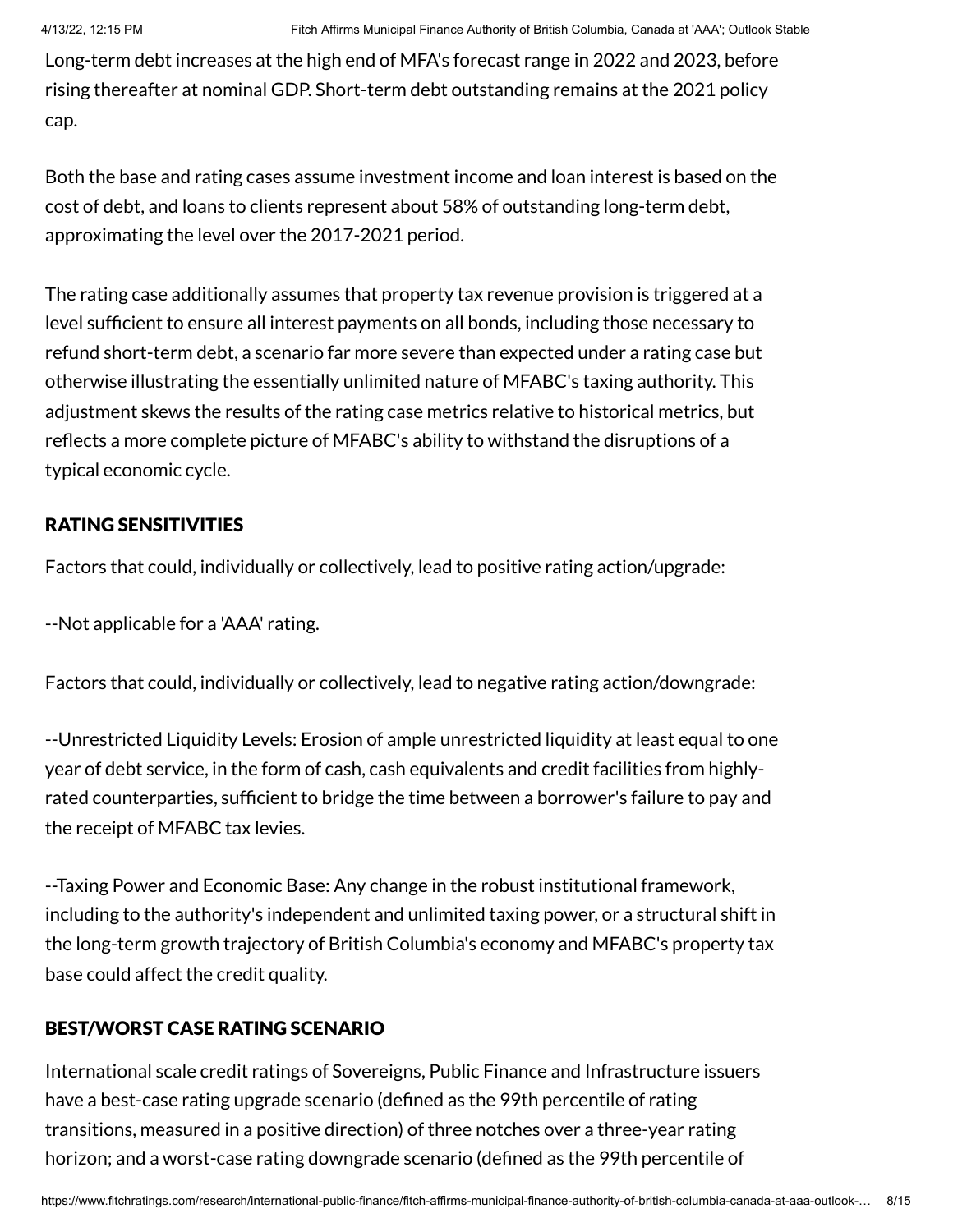Long-term debt increases at the high end of MFA's forecast range in 2022 and 2023, before rising thereafter at nominal GDP. Short-term debt outstanding remains at the 2021 policy cap.

Both the base and rating cases assume investment income and loan interest is based on the cost of debt, and loans to clients represent about 58% of outstanding long-term debt, approximating the level over the 2017-2021 period.

The rating case additionally assumes that property tax revenue provision is triggered at a level sufficient to ensure all interest payments on all bonds, including those necessary to refund short-term debt, a scenario far more severe than expected under a rating case but otherwise illustrating the essentially unlimited nature of MFABC's taxing authority. This adjustment skews the results of the rating case metrics relative to historical metrics, but reflects a more complete picture of MFABC's ability to withstand the disruptions of a typical economic cycle.

## RATING SENSITIVITIES

Factors that could, individually or collectively, lead to positive rating action/upgrade:

--Not applicable for a 'AAA' rating.

Factors that could, individually or collectively, lead to negative rating action/downgrade:

--Unrestricted Liquidity Levels: Erosion of ample unrestricted liquidity at least equal to one year of debt service, in the form of cash, cash equivalents and credit facilities from highly-rated counterparties, sufficient to bridge the time between a borrower's failure to pay and the receipt of MFABC tax levies.

--Taxing Power and Economic Base: Any change in the robust institutional framework, including to the authority's independent and unlimited taxing power, or a structural shift in the long-term growth trajectory of British Columbia's economy and MFABC's property tax base could affect the credit quality.

## BEST/WORST CASE RATING SCENARIO

International scale credit ratings of Sovereigns, Public Finance and Infrastructure issuers have a best-case rating upgrade scenario (defined as the 99th percentile of rating transitions, measured in a positive direction) of three notches over a three-year rating horizon; and a worst-case rating downgrade scenario (defined as the 99th percentile of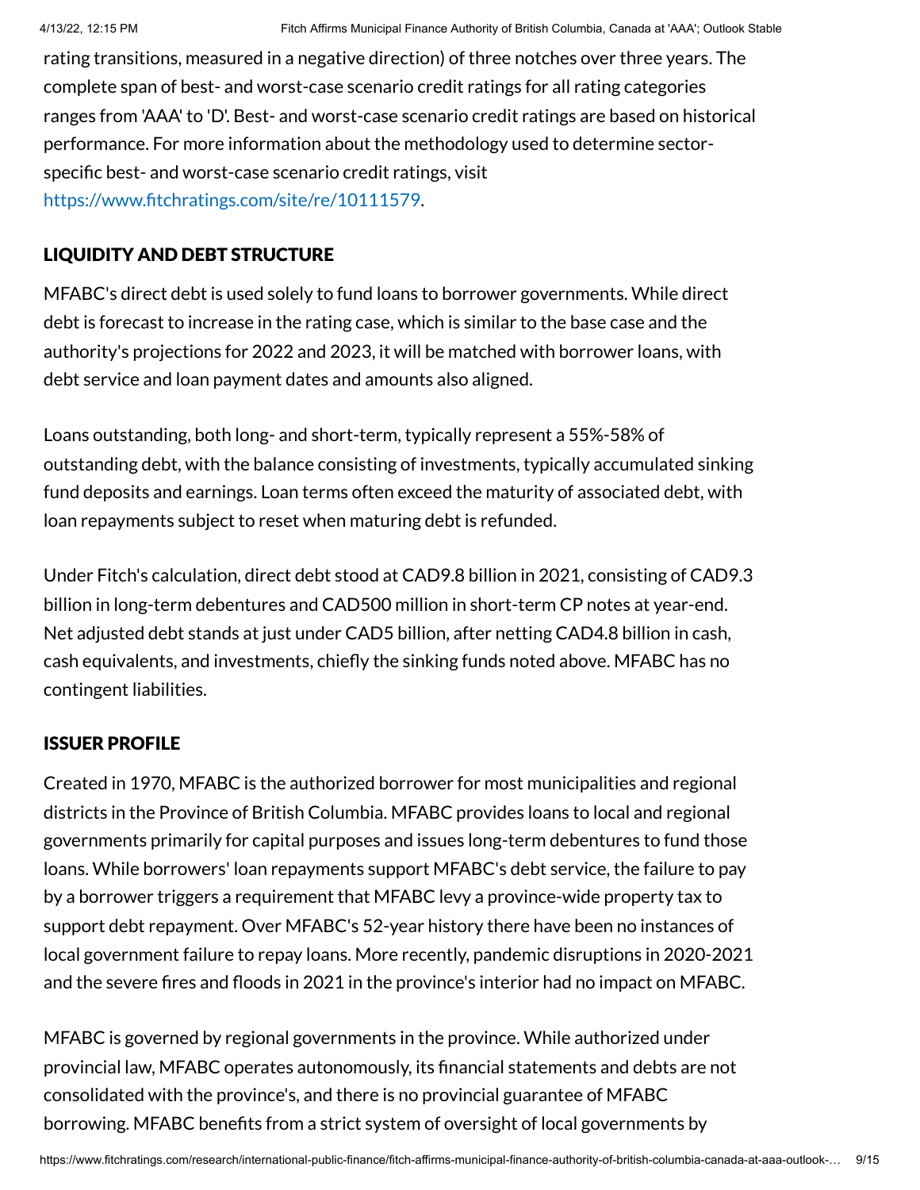rating transitions, measured in a negative direction) of three notches over three years. The complete span of best- and worst-case scenario credit ratings for all rating categories ranges from 'AAA' to 'D'. Best- and worst-case scenario credit ratings are based on historical performance. For more information about the methodology used to determine sector-specific best- and worst-case scenario credit ratings, visit https://www.fitchratings.com/site/re/10111579.

## LIQUIDITY AND DEBT STRUCTURE

MFABC's direct debt is used solely to fund loans to borrower governments. While direct debt is forecast to increase in the rating case, which is similar to the base case and the authority's projections for 2022 and 2023, it will be matched with borrower loans, with debt service and loan payment dates and amounts also aligned.

Loans outstanding, both long- and short-term, typically represent a 55%-58% of outstanding debt, with the balance consisting of investments, typically accumulated sinking fund deposits and earnings. Loan terms often exceed the maturity of associated debt, with loan repayments subject to reset when maturing debt is refunded.

Under Fitch's calculation, direct debt stood at CAD9.8 billion in 2021, consisting of CAD9.3 billion in long-term debentures and CAD500 million in short-term CP notes at year-end. Net adjusted debt stands at just under CAD5 billion, after netting CAD4.8 billion in cash, cash equivalents, and investments, chiefly the sinking funds noted above. MFABC has no contingent liabilities.

## ISSUER PROFILE

Created in 1970, MFABC is the authorized borrower for most municipalities and regional districts in the Province of British Columbia. MFABC provides loans to local and regional governments primarily for capital purposes and issues long-term debentures to fund those loans. While borrowers' loan repayments support MFABC's debt service, the failure to pay by a borrower triggers a requirement that MFABC levy a province-wide property tax to support debt repayment. Over MFABC's 52-year history there have been no instances of local government failure to repay loans. More recently, pandemic disruptions in 2020-2021 and the severe fires and floods in 2021 in the province's interior had no impact on MFABC.

MFABC is governed by regional governments in the province. While authorized under provincial law, MFABC operates autonomously, its financial statements and debts are not consolidated with the province's, and there is no provincial guarantee of MFABC borrowing. MFABC benefits from a strict system of oversight of local governments by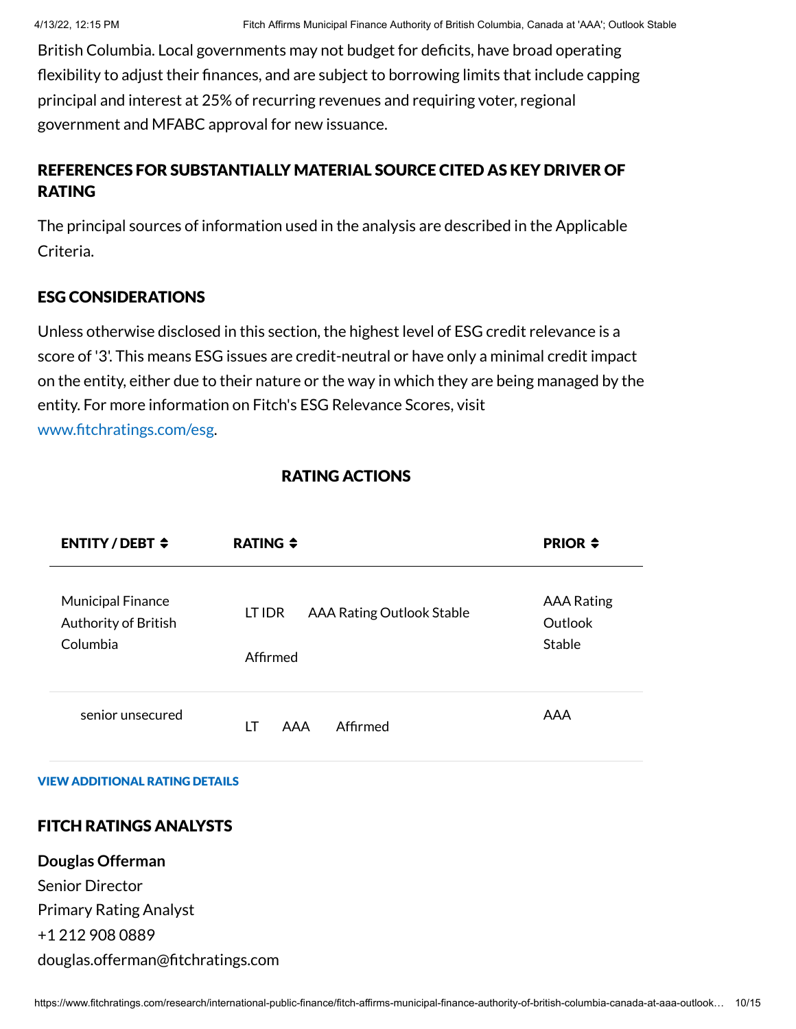British Columbia. Local governments may not budget for deficits, have broad operating flexibility to adjust their finances, and are subject to borrowing limits that include capping principal and interest at 25% of recurring revenues and requiring voter, regional government and MFABC approval for new issuance.

## REFERENCES FOR SUBSTANTIALLY MATERIAL SOURCE CITED AS KEY DRIVER OF RATING

The principal sources of information used in the analysis are described in the Applicable Criteria.

## ESG CONSIDERATIONS

Unless otherwise disclosed in this section, the highest level of ESG credit relevance is a score of '3'. This means ESG issues are credit-neutral or have only a minimal credit impact on the entity, either due to their nature or the way in which they are being managed by the entity. For more information on Fitch's ESG Relevance Scores, visit www.fitchratings.com/esg.

## RATING ACTIONS

| ENTITY / DEBT | RATING | | | PRIOR |
|---|---|---|---|---|
| Municipal Finance Authority of British Columbia | LT IDR | AAA Rating Outlook Stable | Affirmed | AAA Rating Outlook Stable |
| senior unsecured | LT | AAA | Affirmed | AAA |

VIEW ADDITIONAL RATING DETAILS

## FITCH RATINGS ANALYSTS

**Douglas Offerman**
Senior Director
Primary Rating Analyst
+1 212 908 0889
douglas.offerman@fitchratings.com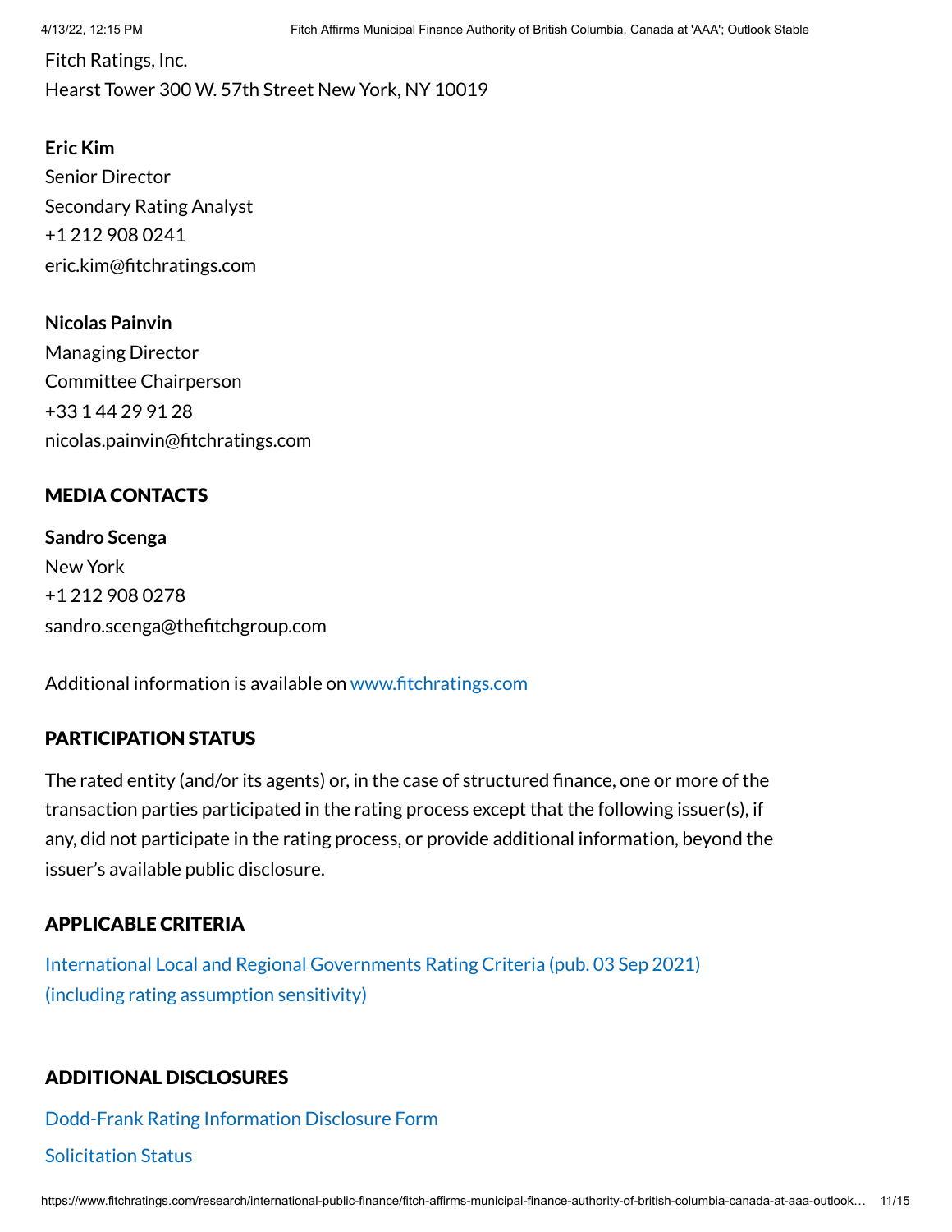Fitch Ratings, Inc.
Hearst Tower 300 W. 57th Street New York, NY 10019

**Eric Kim**
Senior Director
Secondary Rating Analyst
+1 212 908 0241
eric.kim@fitchratings.com

**Nicolas Painvin**
Managing Director
Committee Chairperson
+33 1 44 29 91 28
nicolas.painvin@fitchratings.com

## MEDIA CONTACTS

**Sandro Scenga**
New York
+1 212 908 0278
sandro.scenga@thefitchgroup.com

Additional information is available on www.fitchratings.com

## PARTICIPATION STATUS

The rated entity (and/or its agents) or, in the case of structured finance, one or more of the transaction parties participated in the rating process except that the following issuer(s), if any, did not participate in the rating process, or provide additional information, beyond the issuer's available public disclosure.

## APPLICABLE CRITERIA

International Local and Regional Governments Rating Criteria (pub. 03 Sep 2021) (including rating assumption sensitivity)

## ADDITIONAL DISCLOSURES

Dodd-Frank Rating Information Disclosure Form

Solicitation Status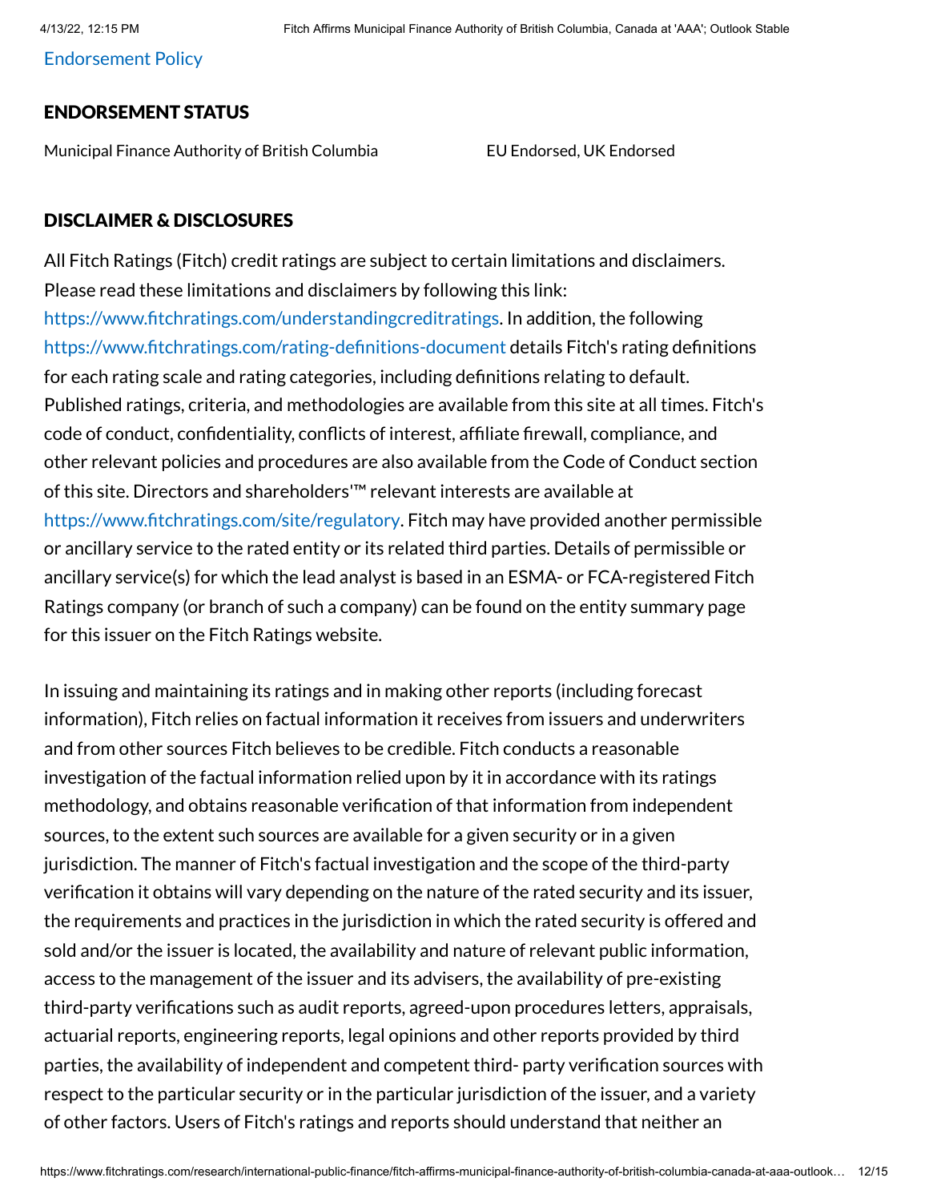Endorsement Policy

## ENDORSEMENT STATUS

| Municipal Finance Authority of British Columbia | EU Endorsed, UK Endorsed |
| --- | --- |

## DISCLAIMER & DISCLOSURES

All Fitch Ratings (Fitch) credit ratings are subject to certain limitations and disclaimers. Please read these limitations and disclaimers by following this link: https://www.fitchratings.com/understandingcreditratings. In addition, the following https://www.fitchratings.com/rating-definitions-document details Fitch's rating definitions for each rating scale and rating categories, including definitions relating to default. Published ratings, criteria, and methodologies are available from this site at all times. Fitch's code of conduct, confidentiality, conflicts of interest, affiliate firewall, compliance, and other relevant policies and procedures are also available from the Code of Conduct section of this site. Directors and shareholders'™ relevant interests are available at https://www.fitchratings.com/site/regulatory. Fitch may have provided another permissible or ancillary service to the rated entity or its related third parties. Details of permissible or ancillary service(s) for which the lead analyst is based in an ESMA- or FCA-registered Fitch Ratings company (or branch of such a company) can be found on the entity summary page for this issuer on the Fitch Ratings website.

In issuing and maintaining its ratings and in making other reports (including forecast information), Fitch relies on factual information it receives from issuers and underwriters and from other sources Fitch believes to be credible. Fitch conducts a reasonable investigation of the factual information relied upon by it in accordance with its ratings methodology, and obtains reasonable verification of that information from independent sources, to the extent such sources are available for a given security or in a given jurisdiction. The manner of Fitch's factual investigation and the scope of the third-party verification it obtains will vary depending on the nature of the rated security and its issuer, the requirements and practices in the jurisdiction in which the rated security is offered and sold and/or the issuer is located, the availability and nature of relevant public information, access to the management of the issuer and its advisers, the availability of pre-existing third-party verifications such as audit reports, agreed-upon procedures letters, appraisals, actuarial reports, engineering reports, legal opinions and other reports provided by third parties, the availability of independent and competent third- party verification sources with respect to the particular security or in the particular jurisdiction of the issuer, and a variety of other factors. Users of Fitch's ratings and reports should understand that neither an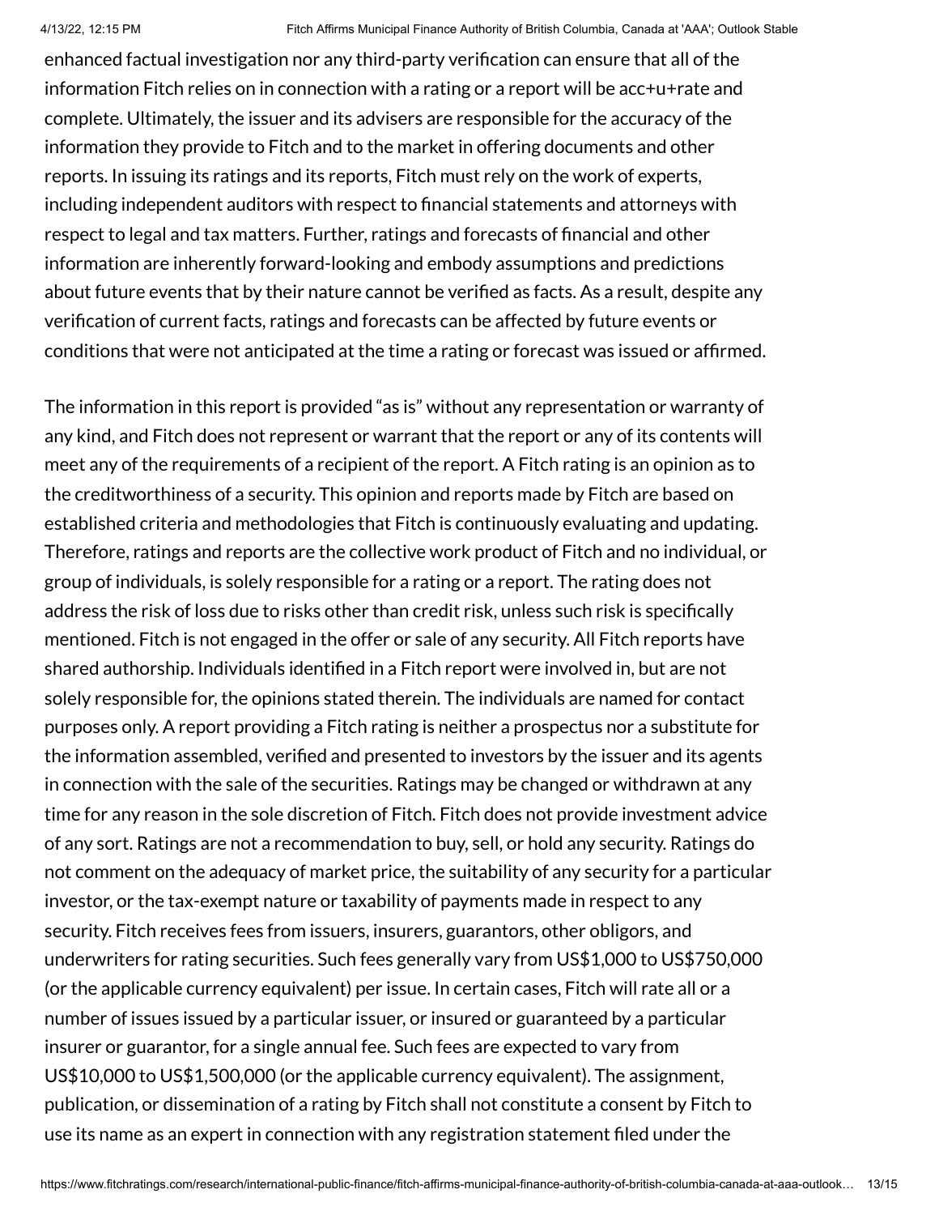enhanced factual investigation nor any third-party verification can ensure that all of the information Fitch relies on in connection with a rating or a report will be acc+u+rate and complete. Ultimately, the issuer and its advisers are responsible for the accuracy of the information they provide to Fitch and to the market in offering documents and other reports. In issuing its ratings and its reports, Fitch must rely on the work of experts, including independent auditors with respect to financial statements and attorneys with respect to legal and tax matters. Further, ratings and forecasts of financial and other information are inherently forward-looking and embody assumptions and predictions about future events that by their nature cannot be verified as facts. As a result, despite any verification of current facts, ratings and forecasts can be affected by future events or conditions that were not anticipated at the time a rating or forecast was issued or affirmed.

The information in this report is provided "as is" without any representation or warranty of any kind, and Fitch does not represent or warrant that the report or any of its contents will meet any of the requirements of a recipient of the report. A Fitch rating is an opinion as to the creditworthiness of a security. This opinion and reports made by Fitch are based on established criteria and methodologies that Fitch is continuously evaluating and updating. Therefore, ratings and reports are the collective work product of Fitch and no individual, or group of individuals, is solely responsible for a rating or a report. The rating does not address the risk of loss due to risks other than credit risk, unless such risk is specifically mentioned. Fitch is not engaged in the offer or sale of any security. All Fitch reports have shared authorship. Individuals identified in a Fitch report were involved in, but are not solely responsible for, the opinions stated therein. The individuals are named for contact purposes only. A report providing a Fitch rating is neither a prospectus nor a substitute for the information assembled, verified and presented to investors by the issuer and its agents in connection with the sale of the securities. Ratings may be changed or withdrawn at any time for any reason in the sole discretion of Fitch. Fitch does not provide investment advice of any sort. Ratings are not a recommendation to buy, sell, or hold any security. Ratings do not comment on the adequacy of market price, the suitability of any security for a particular investor, or the tax-exempt nature or taxability of payments made in respect to any security. Fitch receives fees from issuers, insurers, guarantors, other obligors, and underwriters for rating securities. Such fees generally vary from US$1,000 to US$750,000 (or the applicable currency equivalent) per issue. In certain cases, Fitch will rate all or a number of issues issued by a particular issuer, or insured or guaranteed by a particular insurer or guarantor, for a single annual fee. Such fees are expected to vary from US$10,000 to US$1,500,000 (or the applicable currency equivalent). The assignment, publication, or dissemination of a rating by Fitch shall not constitute a consent by Fitch to use its name as an expert in connection with any registration statement filed under the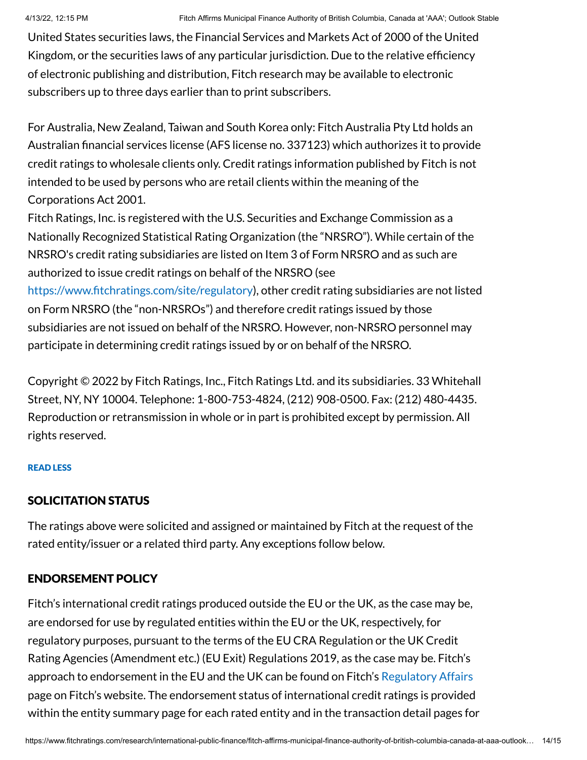United States securities laws, the Financial Services and Markets Act of 2000 of the United Kingdom, or the securities laws of any particular jurisdiction. Due to the relative efficiency of electronic publishing and distribution, Fitch research may be available to electronic subscribers up to three days earlier than to print subscribers.

For Australia, New Zealand, Taiwan and South Korea only: Fitch Australia Pty Ltd holds an Australian financial services license (AFS license no. 337123) which authorizes it to provide credit ratings to wholesale clients only. Credit ratings information published by Fitch is not intended to be used by persons who are retail clients within the meaning of the Corporations Act 2001.
Fitch Ratings, Inc. is registered with the U.S. Securities and Exchange Commission as a Nationally Recognized Statistical Rating Organization (the "NRSRO"). While certain of the NRSRO's credit rating subsidiaries are listed on Item 3 of Form NRSRO and as such are authorized to issue credit ratings on behalf of the NRSRO (see https://www.fitchratings.com/site/regulatory), other credit rating subsidiaries are not listed on Form NRSRO (the "non-NRSROs") and therefore credit ratings issued by those subsidiaries are not issued on behalf of the NRSRO. However, non-NRSRO personnel may participate in determining credit ratings issued by or on behalf of the NRSRO.

Copyright © 2022 by Fitch Ratings, Inc., Fitch Ratings Ltd. and its subsidiaries. 33 Whitehall Street, NY, NY 10004. Telephone: 1-800-753-4824, (212) 908-0500. Fax: (212) 480-4435. Reproduction or retransmission in whole or in part is prohibited except by permission. All rights reserved.

READ LESS

## SOLICITATION STATUS

The ratings above were solicited and assigned or maintained by Fitch at the request of the rated entity/issuer or a related third party. Any exceptions follow below.

## ENDORSEMENT POLICY

Fitch's international credit ratings produced outside the EU or the UK, as the case may be, are endorsed for use by regulated entities within the EU or the UK, respectively, for regulatory purposes, pursuant to the terms of the EU CRA Regulation or the UK Credit Rating Agencies (Amendment etc.) (EU Exit) Regulations 2019, as the case may be. Fitch's approach to endorsement in the EU and the UK can be found on Fitch's Regulatory Affairs page on Fitch's website. The endorsement status of international credit ratings is provided within the entity summary page for each rated entity and in the transaction detail pages for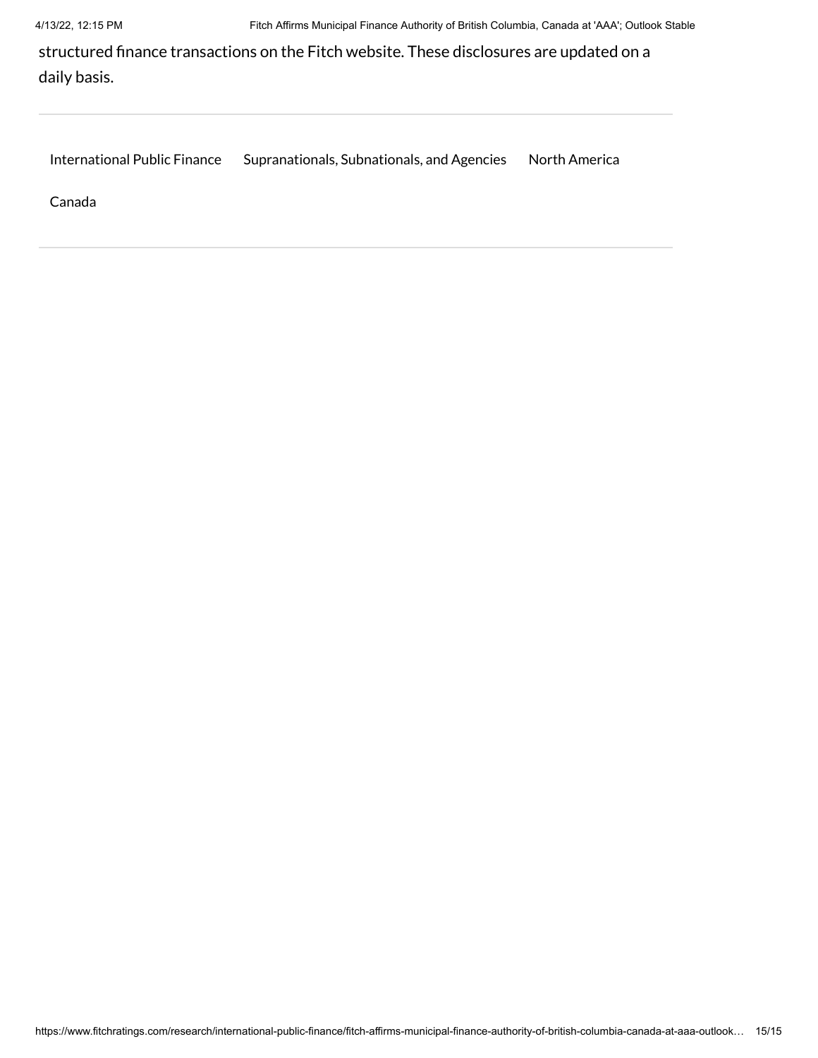structured finance transactions on the Fitch website. These disclosures are updated on a daily basis.

---

International Public Finance    Supranationals, Subnationals, and Agencies    North America

Canada

---